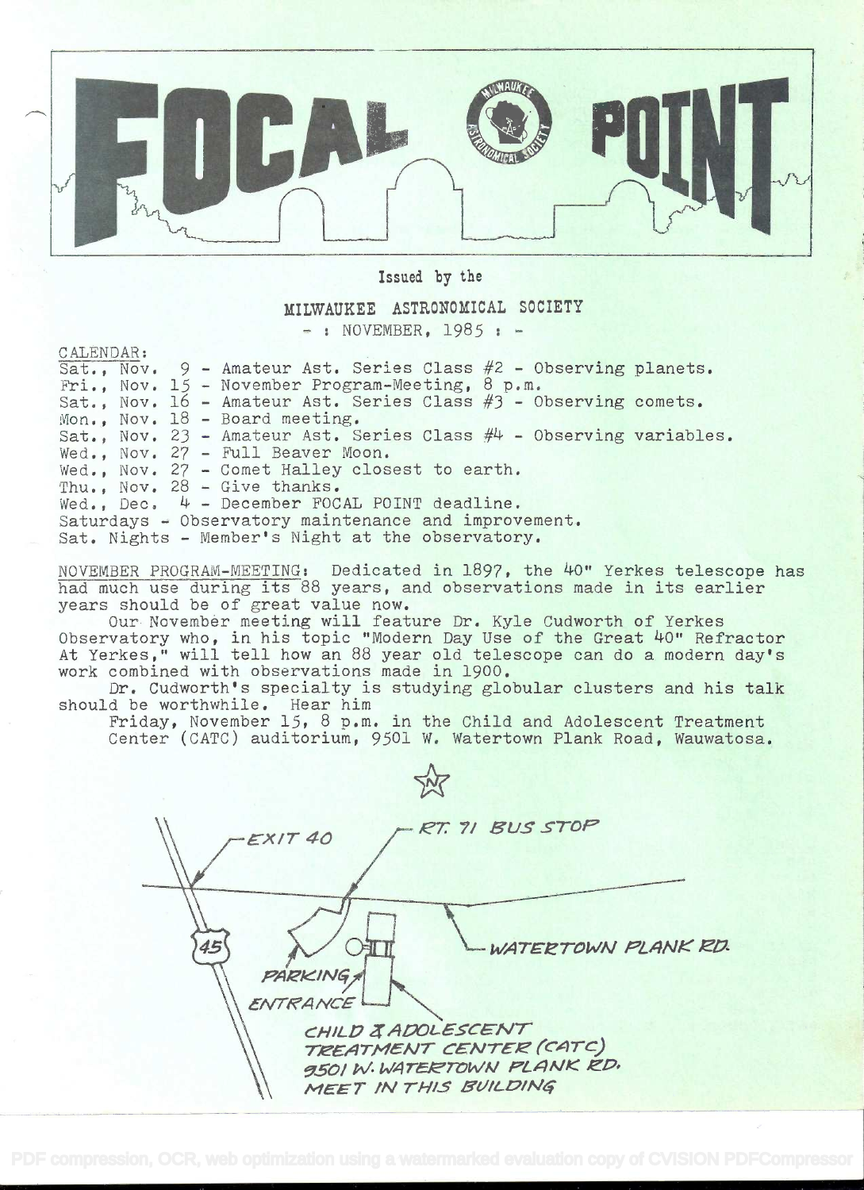# FOCAL POINT

Issued by the

MILWAUKEE ASTRONOMICAL SOCIETY

- : NOVEMBER, 1985 : -

CALENDAR:

Sat., Nov. 9 - Amateur Ast. Series Class #2 - Observing planets.
Fri., Nov. 15 - November Program-Meeting, 8 p.m.
Sat., Nov. 16 - Amateur Ast. Series Class #3 - Observing comets.
Mon., Nov. 18 - Board meeting.
Sat., Nov. 23 - Amateur Ast. Series Class #4 - Observing variables.
Wed., Nov. 27 - Full Beaver Moon.
Wed., Nov. 27 - Comet Halley closest to earth.
Thu., Nov. 28 - Give thanks.
Wed., Dec. 4 - December FOCAL POINT deadline.
Saturdays - Observatory maintenance and improvement.
Sat. Nights - Member's Night at the observatory.

NOVEMBER PROGRAM-MEETING: Dedicated in 1897, the 40" Yerkes telescope has had much use during its 88 years, and observations made in its earlier years should be of great value now.

Our November meeting will feature Dr. Kyle Cudworth of Yerkes Observatory who, in his topic "Modern Day Use of the Great 40" Refractor At Yerkes," will tell how an 88 year old telescope can do a modern day's work combined with observations made in 1900.

Dr. Cudworth's specialty is studying globular clusters and his talk should be worthwhile. Hear him

Friday, November 15, 8 p.m. in the Child and Adolescent Treatment Center (CATC) auditorium, 9501 W. Watertown Plank Road, Wauwatosa.

EXIT 40 — RT. 71 BUS STOP — 45 — WATERTOWN PLANK RD. — PARKING — ENTRANCE — CHILD & ADOLESCENT TREATMENT CENTER (CATC) 9501 W. WATERTOWN PLANK RD. MEET IN THIS BUILDING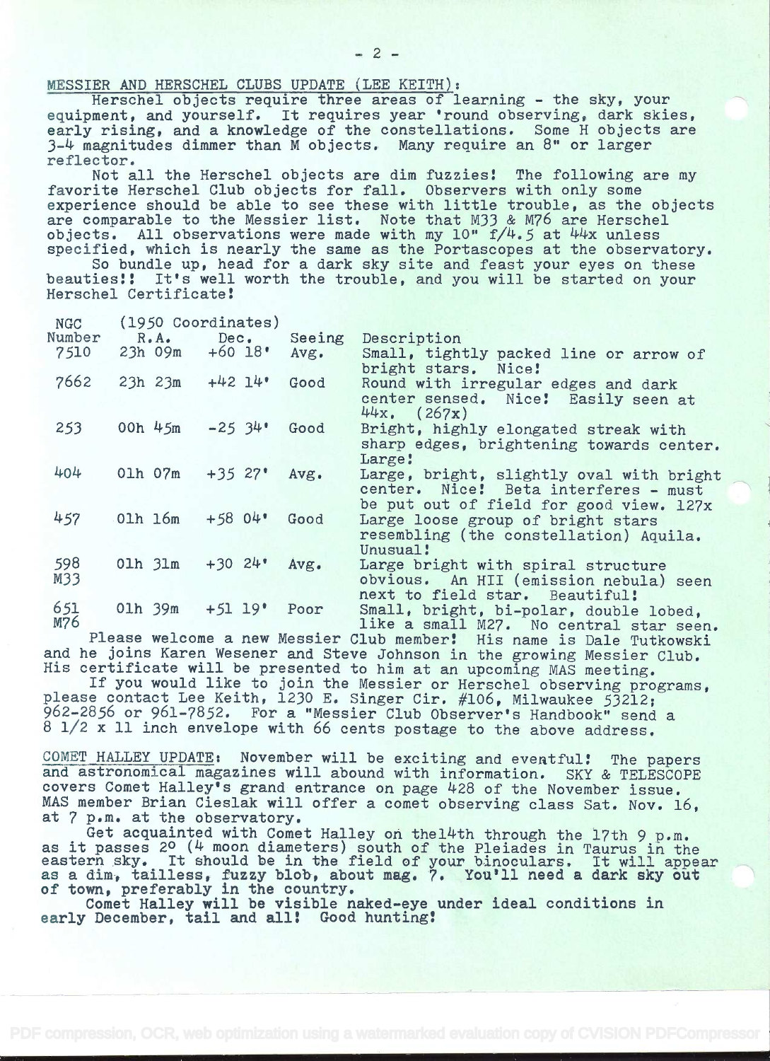## MESSIER AND HERSCHEL CLUBS UPDATE (LEE KEITH):

Herschel objects require three areas of learning - the sky, your equipment, and yourself. It requires year 'round observing, dark skies, early rising, and a knowledge of the constellations. Some H objects are 3-4 magnitudes dimmer than M objects. Many require an 8" or larger reflector.

Not all the Herschel objects are dim fuzzies! The following are my favorite Herschel Club objects for fall. Observers with only some experience should be able to see these with little trouble, as the objects are comparable to the Messier list. Note that M33 & M76 are Herschel objects. All observations were made with my 10" f/4.5 at 44x unless specified, which is nearly the same as the Portascopes at the observatory.

So bundle up, head for a dark sky site and feast your eyes on these beauties!! It's well worth the trouble, and you will be started on your Herschel Certificate!

| NGC Number | (1950 Coordinates) R.A. | Dec. | Seeing | Description |
|---|---|---|---|---|
| 7510 | 23h 09m | +60 18' | Avg. | Small, tightly packed line or arrow of bright stars. Nice! |
| 7662 | 23h 23m | +42 14' | Good | Round with irregular edges and dark center sensed. Nice! Easily seen at 44x. (267x) |
| 253 | 00h 45m | -25 34' | Good | Bright, highly elongated streak with sharp edges, brightening towards center. Large! |
| 404 | 01h 07m | +35 27' | Avg. | Large, bright, slightly oval with bright center. Nice! Beta interferes - must be put out of field for good view. 127x |
| 457 | 01h 16m | +58 04' | Good | Large loose group of bright stars resembling (the constellation) Aquila. Unusual! |
| 598 M33 | 01h 31m | +30 24' | Avg. | Large bright with spiral structure obvious. An HII (emission nebula) seen next to field star. Beautiful! |
| 651 M76 | 01h 39m | +51 19' | Poor | Small, bright, bi-polar, double lobed, like a small M27. No central star seen. |

Please welcome a new Messier Club member! His name is Dale Tutkowski and he joins Karen Wesener and Steve Johnson in the growing Messier Club. His certificate will be presented to him at an upcoming MAS meeting.

If you would like to join the Messier or Herschel observing programs, please contact Lee Keith, 1230 E. Singer Cir. #106, Milwaukee 53212; 962-2856 or 961-7852. For a "Messier Club Observer's Handbook" send a 8 1/2 x 11 inch envelope with 66 cents postage to the above address.

## COMET HALLEY UPDATE:

November will be exciting and eventful! The papers and astronomical magazines will abound with information. SKY & TELESCOPE covers Comet Halley's grand entrance on page 428 of the November issue. MAS member Brian Cieslak will offer a comet observing class Sat. Nov. 16, at 7 p.m. at the observatory.

Get acquainted with Comet Halley on the14th through the 17th 9 p.m. as it passes 2° (4 moon diameters) south of the Pleiades in Taurus in the eastern sky. It should be in the field of your binoculars. It will appear as a dim, tailless, fuzzy blob, about mag. 7. You'll need a dark sky out of town, preferably in the country.

Comet Halley will be visible naked-eye under ideal conditions in early December, tail and all! Good hunting!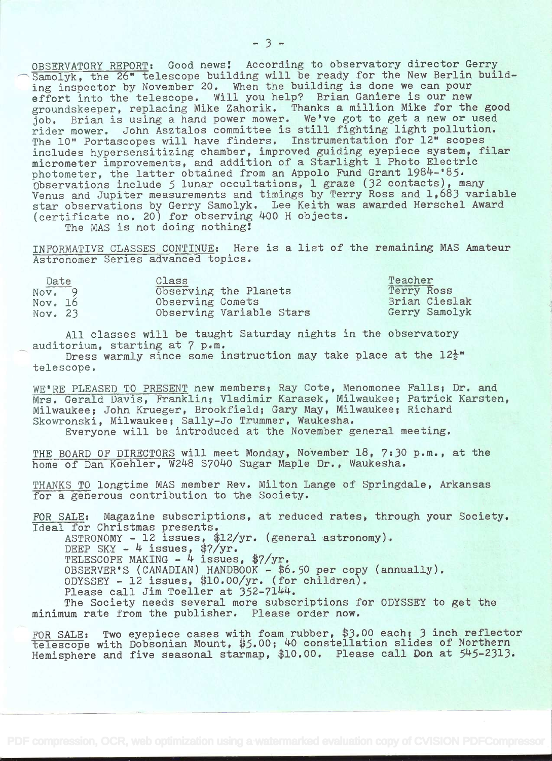OBSERVATORY REPORT: Good news! According to observatory director Gerry Samolyk, the 26" telescope building will be ready for the New Berlin building inspector by November 20. When the building is done we can pour effort into the telescope. Will you help? Brian Ganiere is our new groundskeeper, replacing Mike Zahorik. Thanks a million Mike for the good job. Brian is using a hand power mower. We've got to get a new or used rider mower. John Asztalos committee is still fighting light pollution. The 10" Portascopes will have finders. Instrumentation for 12" scopes includes hypersensitizing chamber, improved guiding eyepiece system, filar micrometer improvements, and addition of a Starlight 1 Photo Electric photometer, the latter obtained from an Appolo Fund Grant 1984-'85. Observations include 5 lunar occultations, 1 graze (32 contacts), many Venus and Jupiter measurements and timings by Terry Ross and 1,683 variable star observations by Gerry Samolyk. Lee Keith was awarded Herschel Award (certificate no. 20) for observing 400 H objects.

The MAS is not doing nothing!

INFORMATIVE CLASSES CONTINUE: Here is a list of the remaining MAS Amateur Astronomer Series advanced topics.

| Date | Class | Teacher |
|---|---|---|
| Nov. 9 | Observing the Planets | Terry Ross |
| Nov. 16 | Observing Comets | Brian Cieslak |
| Nov. 23 | Observing Variable Stars | Gerry Samolyk |

All classes will be taught Saturday nights in the observatory auditorium, starting at 7 p.m.

Dress warmly since some instruction may take place at the 12½" telescope.

WE'RE PLEASED TO PRESENT new members; Ray Cote, Menomonee Falls; Dr. and Mrs. Gerald Davis, Franklin; Vladimir Karasek, Milwaukee; Patrick Karsten, Milwaukee; John Krueger, Brookfield; Gary May, Milwaukee; Richard Skowronski, Milwaukee; Sally-Jo Trummer, Waukesha.

Everyone will be introduced at the November general meeting.

THE BOARD OF DIRECTORS will meet Monday, November 18, 7:30 p.m., at the home of Dan Koehler, W248 S7040 Sugar Maple Dr., Waukesha.

THANKS TO longtime MAS member Rev. Milton Lange of Springdale, Arkansas for a generous contribution to the Society.

FOR SALE: Magazine subscriptions, at reduced rates, through your Society. Ideal for Christmas presents.

ASTRONOMY - 12 issues, $12/yr. (general astronomy).
DEEP SKY - 4 issues, $7/yr.
TELESCOPE MAKING - 4 issues, $7/yr.
OBSERVER'S (CANADIAN) HANDBOOK - $6.50 per copy (annually).
ODYSSEY - 12 issues, $10.00/yr. (for children).
Please call Jim Toeller at 352-7144.

The Society needs several more subscriptions for ODYSSEY to get the minimum rate from the publisher. Please order now.

FOR SALE: Two eyepiece cases with foam rubber, $3.00 each; 3 inch reflector telescope with Dobsonian Mount, $5.00; 40 constellation slides of Northern Hemisphere and five seasonal starmap, $10.00. Please call Don at 545-2313.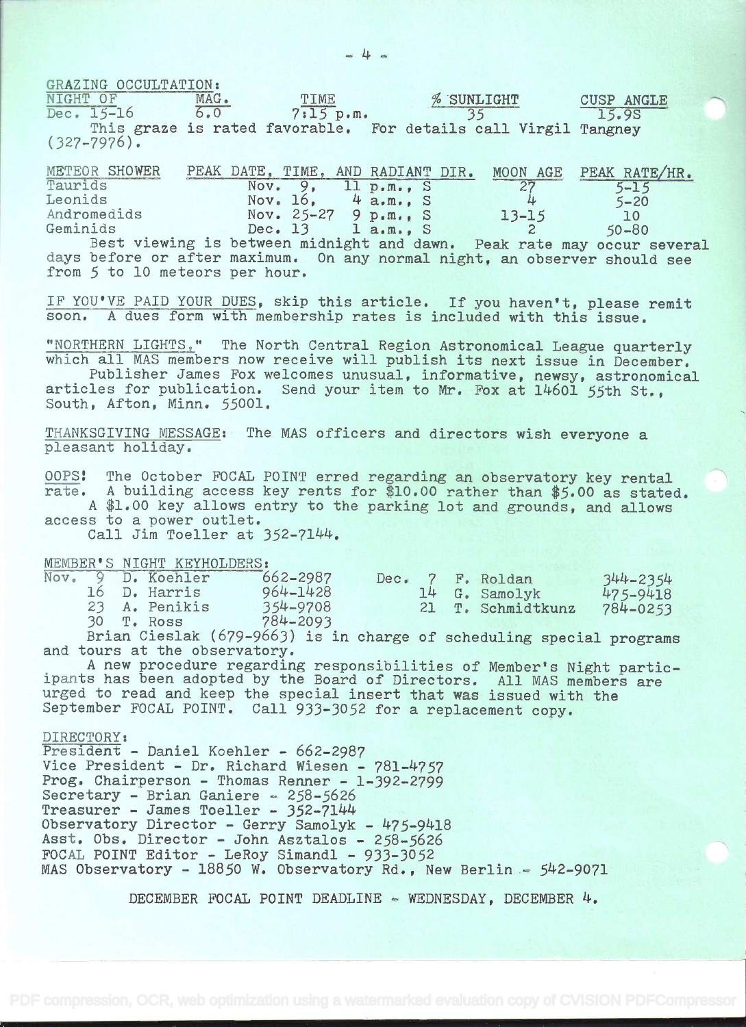GRAZING OCCULTATION:

| NIGHT OF | MAG. | TIME | % SUNLIGHT | CUSP ANGLE |
|---|---|---|---|---|
| Dec. 15-16 | 6.0 | 7:15 p.m. | 35 | 15.9S |

This graze is rated favorable. For details call Virgil Tangney (327-7976).

| METEOR SHOWER | PEAK DATE, TIME, AND RADIANT DIR. | MOON AGE | PEAK RATE/HR. |
|---|---|---|---|
| Taurids | Nov. 9, 11 p.m., S | 27 | 5-15 |
| Leonids | Nov. 16, 4 a.m., S | 4 | 5-20 |
| Andromedids | Nov. 25-27 9 p.m., S | 13-15 | 10 |
| Geminids | Dec. 13 1 a.m., S | 2 | 50-80 |

Best viewing is between midnight and dawn. Peak rate may occur several days before or after maximum. On any normal night, an observer should see from 5 to 10 meteors per hour.

IF YOU'VE PAID YOUR DUES, skip this article. If you haven't, please remit soon. A dues form with membership rates is included with this issue.

"NORTHERN LIGHTS," The North Central Region Astronomical League quarterly which all MAS members now receive will publish its next issue in December.
Publisher James Fox welcomes unusual, informative, newsy, astronomical articles for publication. Send your item to Mr. Fox at 14601 55th St., South, Afton, Minn. 55001.

THANKSGIVING MESSAGE: The MAS officers and directors wish everyone a pleasant holiday.

OOPS! The October FOCAL POINT erred regarding an observatory key rental rate. A building access key rents for $10.00 rather than $5.00 as stated.
A $1.00 key allows entry to the parking lot and grounds, and allows access to a power outlet.
Call Jim Toeller at 352-7144.

MEMBER'S NIGHT KEYHOLDERS:

| | | | | | |
|---|---|---|---|---|---|
| Nov. 9 | D. Koehler | 662-2987 | Dec. 7 | F. Roldan | 344-2354 |
| 16 | D. Harris | 964-1428 | 14 | G. Samolyk | 475-9418 |
| 23 | A. Penikis | 354-9708 | 21 | T. Schmidtkunz | 784-0253 |
| 30 | T. Ross | 784-2093 | | | |

Brian Cieslak (679-9663) is in charge of scheduling special programs and tours at the observatory.

A new procedure regarding responsibilities of Member's Night participants has been adopted by the Board of Directors. All MAS members are urged to read and keep the special insert that was issued with the September FOCAL POINT. Call 933-3052 for a replacement copy.

DIRECTORY:
President - Daniel Koehler - 662-2987
Vice President - Dr. Richard Wiesen - 781-4757
Prog. Chairperson - Thomas Renner - 1-392-2799
Secretary - Brian Ganiere - 258-5626
Treasurer - James Toeller - 352-7144
Observatory Director - Gerry Samolyk - 475-9418
Asst. Obs. Director - John Asztalos - 258-5626
FOCAL POINT Editor - LeRoy Simandl - 933-3052
MAS Observatory - 18850 W. Observatory Rd., New Berlin - 542-9071

DECEMBER FOCAL POINT DEADLINE - WEDNESDAY, DECEMBER 4.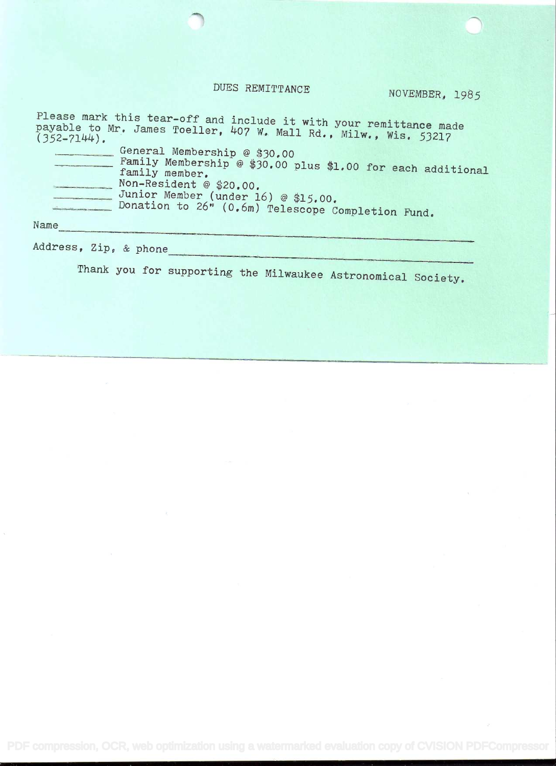DUES REMITTANCE NOVEMBER, 1985

Please mark this tear-off and include it with your remittance made payable to Mr. James Toeller, 407 W. Mall Rd., Milw., Wis. 53217 (352-7144).

\_\_\_\_\_\_\_\_ General Membership @ $30.00

\_\_\_\_\_\_\_\_ Family Membership @ $30.00 plus $1.00 for each additional family member.

\_\_\_\_\_\_\_\_ Non-Resident @ $20.00.

\_\_\_\_\_\_\_\_ Junior Member (under 16) @ $15.00.

\_\_\_\_\_\_\_\_ Donation to 26" (0.6m) Telescope Completion Fund.

Name\_\_\_\_\_\_\_\_\_\_\_\_\_\_\_\_\_\_\_\_\_\_\_\_\_\_\_\_\_\_\_\_\_\_\_\_\_\_\_\_\_\_\_\_\_\_\_\_\_\_\_\_

Address, Zip, & phone\_\_\_\_\_\_\_\_\_\_\_\_\_\_\_\_\_\_\_\_\_\_\_\_\_\_\_\_\_\_\_\_\_\_\_\_\_\_\_\_

Thank you for supporting the Milwaukee Astronomical Society.